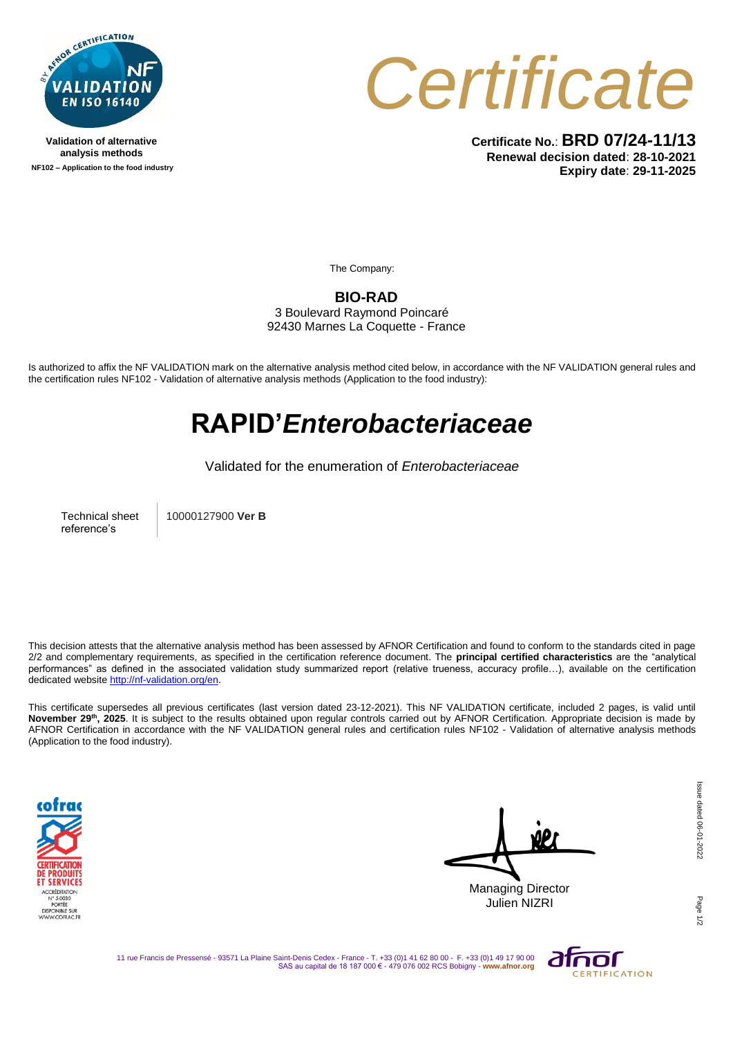Validation of alternative analysis methods
NF102 – Application to the food industry

# Certificate

**Certificate No.**: **BRD 07/24-11/13**
**Renewal decision dated**: **28-10-2021**
**Expiry date**: **29-11-2025**

The Company:

**BIO-RAD**
3 Boulevard Raymond Poincaré
92430 Marnes La Coquette - France

Is authorized to affix the NF VALIDATION mark on the alternative analysis method cited below, in accordance with the NF VALIDATION general rules and the certification rules NF102 - Validation of alternative analysis methods (Application to the food industry):

# RAPID'*Enterobacteriaceae*

Validated for the enumeration of *Enterobacteriaceae*

| Technical sheet reference's | 10000127900 **Ver B** |
|---|---|

This decision attests that the alternative analysis method has been assessed by AFNOR Certification and found to conform to the standards cited in page 2/2 and complementary requirements, as specified in the certification reference document. The **principal certified characteristics** are the "analytical performances" as defined in the associated validation study summarized report (relative trueness, accuracy profile…), available on the certification dedicated website http://nf-validation.org/en.

This certificate supersedes all previous certificates (last version dated 23-12-2021). This NF VALIDATION certificate, included 2 pages, is valid until **November 29th, 2025**. It is subject to the results obtained upon regular controls carried out by AFNOR Certification. Appropriate decision is made by AFNOR Certification in accordance with the NF VALIDATION general rules and certification rules NF102 - Validation of alternative analysis methods (Application to the food industry).

COFRAC CERTIFICATION DE PRODUITS ET SERVICES
ACCRÉDITATION N° 5-0030
PORTÉE DISPONIBLE SUR WWW.COFRAC.FR

Managing Director
Julien NIZRI

Issue dated 06-01-2022

11 rue Francis de Pressensé - 93571 La Plaine Saint-Denis Cedex - France - T. +33 (0)1 41 62 80 00 - F. +33 (0)1 49 17 90 00
SAS au capital de 18 187 000 € - 479 076 002 RCS Bobigny - **www.afnor.org**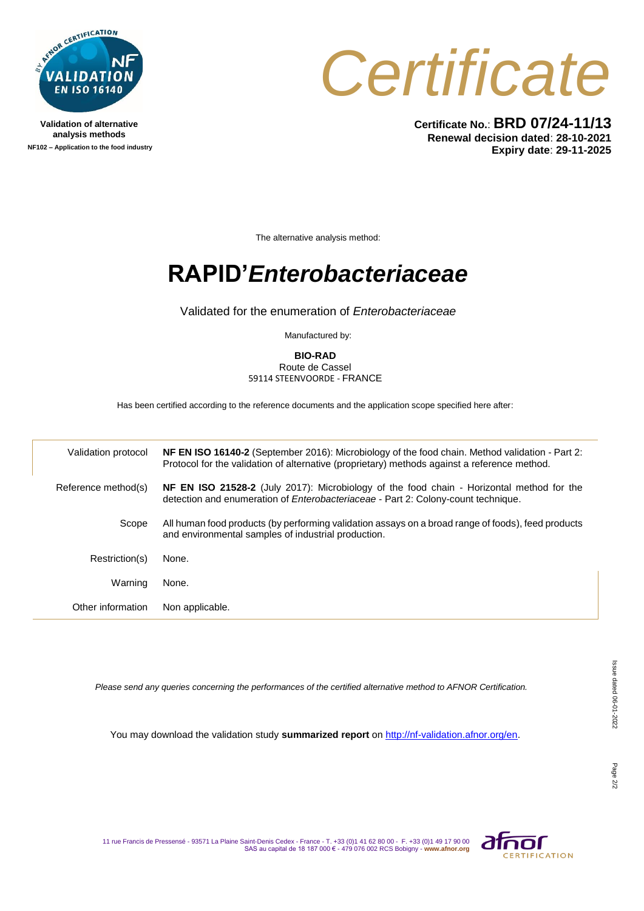Validation of alternative analysis methods

NF102 – Application to the food industry

# Certificate

**Certificate No.**: **BRD 07/24-11/13**
**Renewal decision dated**: **28-10-2021**
**Expiry date**: **29-11-2025**

The alternative analysis method:

# RAPID'*Enterobacteriaceae*

Validated for the enumeration of *Enterobacteriaceae*

Manufactured by:

**BIO-RAD**
Route de Cassel
59114 STEENVOORDE - FRANCE

Has been certified according to the reference documents and the application scope specified here after:

| | |
|---|---|
| Validation protocol | **NF EN ISO 16140-2** (September 2016): Microbiology of the food chain. Method validation - Part 2: Protocol for the validation of alternative (proprietary) methods against a reference method. |
| Reference method(s) | **NF EN ISO 21528-2** (July 2017): Microbiology of the food chain - Horizontal method for the detection and enumeration of *Enterobacteriaceae* - Part 2: Colony-count technique. |
| Scope | All human food products (by performing validation assays on a broad range of foods), feed products and environmental samples of industrial production. |
| Restriction(s) | None. |
| Warning | None. |
| Other information | Non applicable. |

*Please send any queries concerning the performances of the certified alternative method to AFNOR Certification.*

You may download the validation study **summarized report** on http://nf-validation.afnor.org/en.

Issue dated 06-01-2022

11 rue Francis de Pressensé - 93571 La Plaine Saint-Denis Cedex - France - T. +33 (0)1 41 62 80 00 - F. +33 (0)1 49 17 90 00
SAS au capital de 18 187 000 € - 479 076 002 RCS Bobigny - **www.afnor.org**